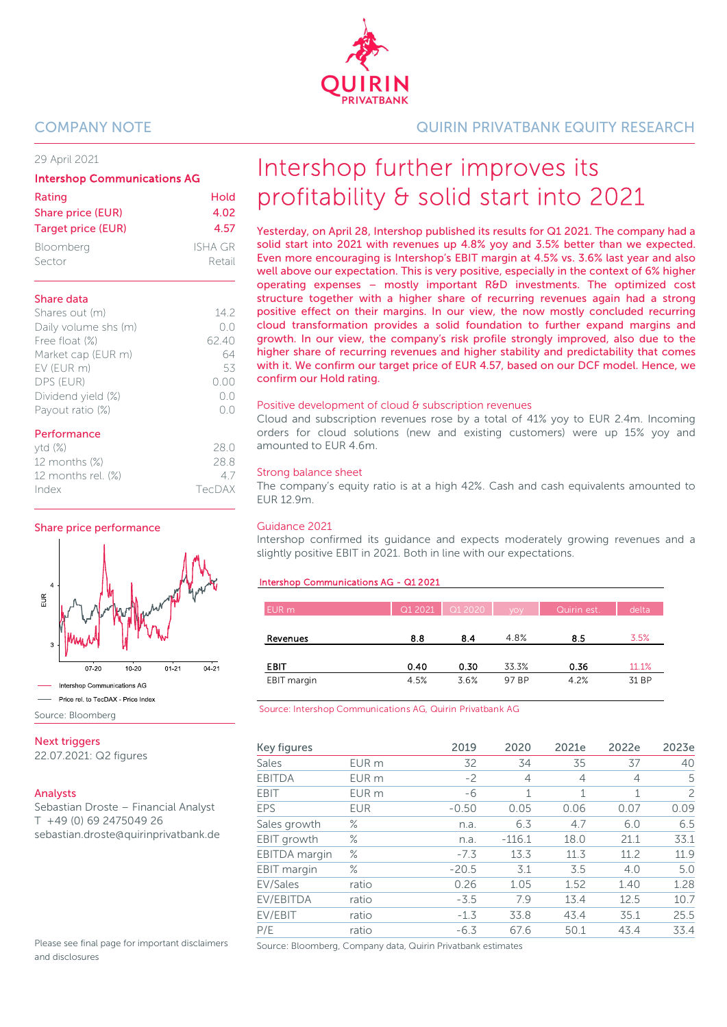COMPANY NOTE

QUIRIN PRIVATBANK EQUITY RESEARCH

29 April 2021

**Intershop Communications AG**

| | |
|---|---|
| Rating | Hold |
| Share price (EUR) | 4.02 |
| Target price (EUR) | 4.57 |
| Bloomberg | ISHA GR |
| Sector | Retail |

**Share data**

| | |
|---|---|
| Shares out (m) | 14.2 |
| Daily volume shs (m) | 0.0 |
| Free float (%) | 62.40 |
| Market cap (EUR m) | 64 |
| EV (EUR m) | 53 |
| DPS (EUR) | 0.00 |
| Dividend yield (%) | 0.0 |
| Payout ratio (%) | 0.0 |

**Performance**

| | |
|---|---|
| ytd (%) | 28.0 |
| 12 months (%) | 28.8 |
| 12 months rel. (%) | 4.7 |
| Index | TecDAX |

**Share price performance**

Intershop Communications AG

Price rel. to TecDAX - Price Index

Source: Bloomberg

**Next triggers**

22.07.2021: Q2 figures

**Analysts**

Sebastian Droste – Financial Analyst
T +49 (0) 69 2475049 26
sebastian.droste@quirinprivatbank.de

Please see final page for important disclaimers and disclosures

# Intershop further improves its profitability & solid start into 2021

**Yesterday, on April 28, Intershop published its results for Q1 2021. The company had a solid start into 2021 with revenues up 4.8% yoy and 3.5% better than we expected. Even more encouraging is Intershop's EBIT margin at 4.5% vs. 3.6% last year and also well above our expectation. This is very positive, especially in the context of 6% higher operating expenses – mostly important R&D investments. The optimized cost structure together with a higher share of recurring revenues again had a strong positive effect on their margins. In our view, the now mostly concluded recurring cloud transformation provides a solid foundation to further expand margins and growth. In our view, the company's risk profile strongly improved, also due to the higher share of recurring revenues and higher stability and predictability that comes with it. We confirm our target price of EUR 4.57, based on our DCF model. Hence, we confirm our Hold rating.**

## Positive development of cloud & subscription revenues

Cloud and subscription revenues rose by a total of 41% yoy to EUR 2.4m. Incoming orders for cloud solutions (new and existing customers) were up 15% yoy and amounted to EUR 4.6m.

## Strong balance sheet

The company's equity ratio is at a high 42%. Cash and cash equivalents amounted to EUR 12.9m.

## Guidance 2021

Intershop confirmed its guidance and expects moderately growing revenues and a slightly positive EBIT in 2021. Both in line with our expectations.

**Intershop Communications AG - Q1 2021**

| EUR m | Q1 2021 | Q1 2020 | yoy | Quirin est. | delta |
|---|---|---|---|---|---|
| **Revenues** | **8.8** | **8.4** | 4.8% | **8.5** | 3.5% |
| **EBIT** | **0.40** | **0.30** | 33.3% | **0.36** | 11.1% |
| EBIT margin | 4.5% | 3.6% | 97 BP | 4.2% | 31 BP |

Source: Intershop Communications AG, Quirin Privatbank AG

| Key figures | | 2019 | 2020 | 2021e | 2022e | 2023e |
|---|---|---|---|---|---|---|
| Sales | EUR m | 32 | 34 | 35 | 37 | 40 |
| EBITDA | EUR m | -2 | 4 | 4 | 4 | 5 |
| EBIT | EUR m | -6 | 1 | 1 | 1 | 2 |
| EPS | EUR | -0.50 | 0.05 | 0.06 | 0.07 | 0.09 |
| Sales growth | % | n.a. | 6.3 | 4.7 | 6.0 | 6.5 |
| EBIT growth | % | n.a. | -116.1 | 18.0 | 21.1 | 33.1 |
| EBITDA margin | % | -7.3 | 13.3 | 11.3 | 11.2 | 11.9 |
| EBIT margin | % | -20.5 | 3.1 | 3.5 | 4.0 | 5.0 |
| EV/Sales | ratio | 0.26 | 1.05 | 1.52 | 1.40 | 1.28 |
| EV/EBITDA | ratio | -3.5 | 7.9 | 13.4 | 12.5 | 10.7 |
| EV/EBIT | ratio | -1.3 | 33.8 | 43.4 | 35.1 | 25.5 |
| P/E | ratio | -6.3 | 67.6 | 50.1 | 43.4 | 33.4 |

Source: Bloomberg, Company data, Quirin Privatbank estimates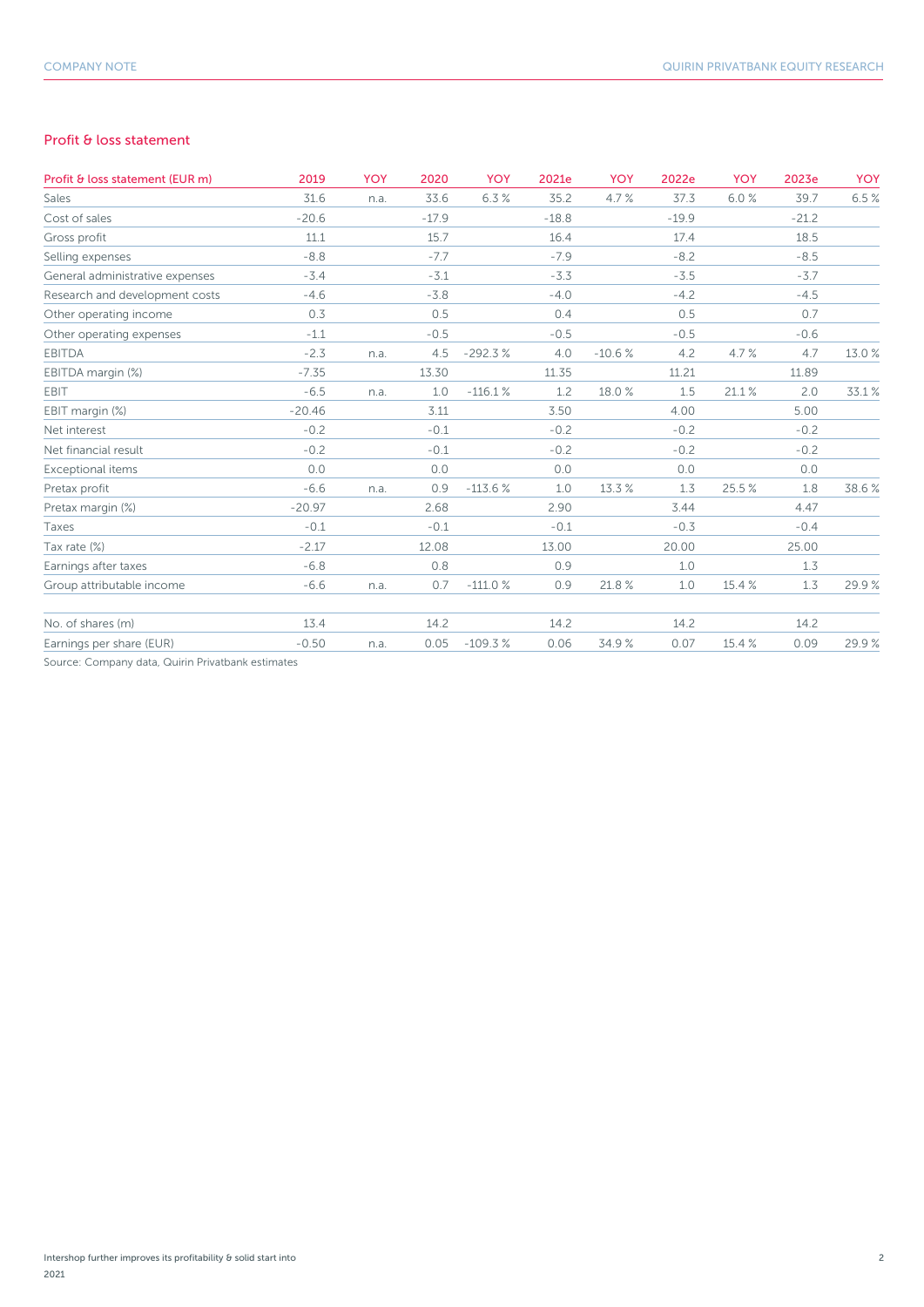## Profit & loss statement

| Profit & loss statement (EUR m) | 2019 | YOY | 2020 | YOY | 2021e | YOY | 2022e | YOY | 2023e | YOY |
|---|---|---|---|---|---|---|---|---|---|---|
| Sales | 31.6 | n.a. | 33.6 | 6.3 % | 35.2 | 4.7 % | 37.3 | 6.0 % | 39.7 | 6.5 % |
| Cost of sales | -20.6 | | -17.9 | | -18.8 | | -19.9 | | -21.2 | |
| Gross profit | 11.1 | | 15.7 | | 16.4 | | 17.4 | | 18.5 | |
| Selling expenses | -8.8 | | -7.7 | | -7.9 | | -8.2 | | -8.5 | |
| General administrative expenses | -3.4 | | -3.1 | | -3.3 | | -3.5 | | -3.7 | |
| Research and development costs | -4.6 | | -3.8 | | -4.0 | | -4.2 | | -4.5 | |
| Other operating income | 0.3 | | 0.5 | | 0.4 | | 0.5 | | 0.7 | |
| Other operating expenses | -1.1 | | -0.5 | | -0.5 | | -0.5 | | -0.6 | |
| EBITDA | -2.3 | n.a. | 4.5 | -292.3 % | 4.0 | -10.6 % | 4.2 | 4.7 % | 4.7 | 13.0 % |
| EBITDA margin (%) | -7.35 | | 13.30 | | 11.35 | | 11.21 | | 11.89 | |
| EBIT | -6.5 | n.a. | 1.0 | -116.1 % | 1.2 | 18.0 % | 1.5 | 21.1 % | 2.0 | 33.1 % |
| EBIT margin (%) | -20.46 | | 3.11 | | 3.50 | | 4.00 | | 5.00 | |
| Net interest | -0.2 | | -0.1 | | -0.2 | | -0.2 | | -0.2 | |
| Net financial result | -0.2 | | -0.1 | | -0.2 | | -0.2 | | -0.2 | |
| Exceptional items | 0.0 | | 0.0 | | 0.0 | | 0.0 | | 0.0 | |
| Pretax profit | -6.6 | n.a. | 0.9 | -113.6 % | 1.0 | 13.3 % | 1.3 | 25.5 % | 1.8 | 38.6 % |
| Pretax margin (%) | -20.97 | | 2.68 | | 2.90 | | 3.44 | | 4.47 | |
| Taxes | -0.1 | | -0.1 | | -0.1 | | -0.3 | | -0.4 | |
| Tax rate (%) | -2.17 | | 12.08 | | 13.00 | | 20.00 | | 25.00 | |
| Earnings after taxes | -6.8 | | 0.8 | | 0.9 | | 1.0 | | 1.3 | |
| Group attributable income | -6.6 | n.a. | 0.7 | -111.0 % | 0.9 | 21.8 % | 1.0 | 15.4 % | 1.3 | 29.9 % |
| | | | | | | | | | | |
| No. of shares (m) | 13.4 | | 14.2 | | 14.2 | | 14.2 | | 14.2 | |
| Earnings per share (EUR) | -0.50 | n.a. | 0.05 | -109.3 % | 0.06 | 34.9 % | 0.07 | 15.4 % | 0.09 | 29.9 % |

Source: Company data, Quirin Privatbank estimates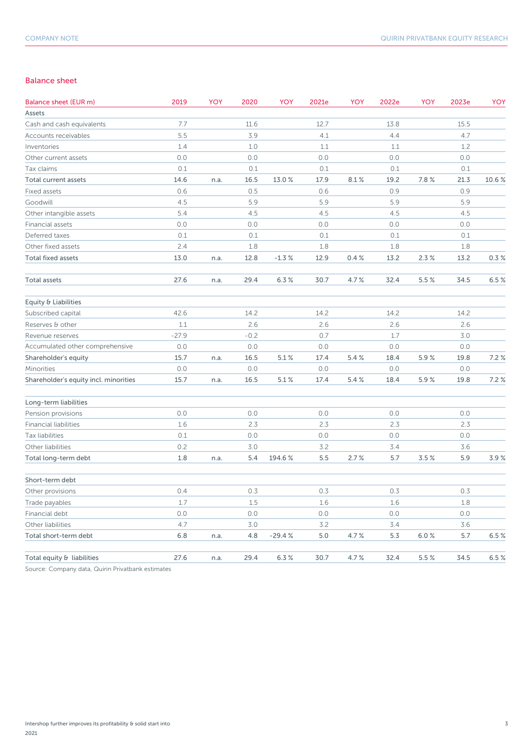## Balance sheet

| Balance sheet (EUR m) | 2019 | YOY | 2020 | YOY | 2021e | YOY | 2022e | YOY | 2023e | YOY |
|---|---|---|---|---|---|---|---|---|---|---|
| Assets | | | | | | | | | | |
| Cash and cash equivalents | 7.7 | | 11.6 | | 12.7 | | 13.8 | | 15.5 | |
| Accounts receivables | 5.5 | | 3.9 | | 4.1 | | 4.4 | | 4.7 | |
| Inventories | 1.4 | | 1.0 | | 1.1 | | 1.1 | | 1.2 | |
| Other current assets | 0.0 | | 0.0 | | 0.0 | | 0.0 | | 0.0 | |
| Tax claims | 0.1 | | 0.1 | | 0.1 | | 0.1 | | 0.1 | |
| **Total current assets** | **14.6** | **n.a.** | **16.5** | **13.0 %** | **17.9** | **8.1 %** | **19.2** | **7.8 %** | **21.3** | **10.6 %** |
| Fixed assets | 0.6 | | 0.5 | | 0.6 | | 0.9 | | 0.9 | |
| Goodwill | 4.5 | | 5.9 | | 5.9 | | 5.9 | | 5.9 | |
| Other intangible assets | 5.4 | | 4.5 | | 4.5 | | 4.5 | | 4.5 | |
| Financial assets | 0.0 | | 0.0 | | 0.0 | | 0.0 | | 0.0 | |
| Deferred taxes | 0.1 | | 0.1 | | 0.1 | | 0.1 | | 0.1 | |
| Other fixed assets | 2.4 | | 1.8 | | 1.8 | | 1.8 | | 1.8 | |
| **Total fixed assets** | **13.0** | **n.a.** | **12.8** | **-1.3 %** | **12.9** | **0.4 %** | **13.2** | **2.3 %** | **13.2** | **0.3 %** |
| | | | | | | | | | | |
| **Total assets** | **27.6** | **n.a.** | **29.4** | **6.3 %** | **30.7** | **4.7 %** | **32.4** | **5.5 %** | **34.5** | **6.5 %** |
| | | | | | | | | | | |
| Equity & Liabilities | | | | | | | | | | |
| Subscribed capital | 42.6 | | 14.2 | | 14.2 | | 14.2 | | 14.2 | |
| Reserves & other | 1.1 | | 2.6 | | 2.6 | | 2.6 | | 2.6 | |
| Revenue reserves | -27.9 | | -0.2 | | 0.7 | | 1.7 | | 3.0 | |
| Accumulated other comprehensive | 0.0 | | 0.0 | | 0.0 | | 0.0 | | 0.0 | |
| **Shareholder's equity** | **15.7** | **n.a.** | **16.5** | **5.1 %** | **17.4** | **5.4 %** | **18.4** | **5.9 %** | **19.8** | **7.2 %** |
| Minorities | 0.0 | | 0.0 | | 0.0 | | 0.0 | | 0.0 | |
| **Shareholder's equity incl. minorities** | **15.7** | **n.a.** | **16.5** | **5.1 %** | **17.4** | **5.4 %** | **18.4** | **5.9 %** | **19.8** | **7.2 %** |
| | | | | | | | | | | |
| Long-term liabilities | | | | | | | | | | |
| Pension provisions | 0.0 | | 0.0 | | 0.0 | | 0.0 | | 0.0 | |
| Financial liabilities | 1.6 | | 2.3 | | 2.3 | | 2.3 | | 2.3 | |
| Tax liabilities | 0.1 | | 0.0 | | 0.0 | | 0.0 | | 0.0 | |
| Other liabilities | 0.2 | | 3.0 | | 3.2 | | 3.4 | | 3.6 | |
| **Total long-term debt** | **1.8** | **n.a.** | **5.4** | **194.6 %** | **5.5** | **2.7 %** | **5.7** | **3.5 %** | **5.9** | **3.9 %** |
| | | | | | | | | | | |
| Short-term debt | | | | | | | | | | |
| Other provisions | 0.4 | | 0.3 | | 0.3 | | 0.3 | | 0.3 | |
| Trade payables | 1.7 | | 1.5 | | 1.6 | | 1.6 | | 1.8 | |
| Financial debt | 0.0 | | 0.0 | | 0.0 | | 0.0 | | 0.0 | |
| Other liabilities | 4.7 | | 3.0 | | 3.2 | | 3.4 | | 3.6 | |
| **Total short-term debt** | **6.8** | **n.a.** | **4.8** | **-29.4 %** | **5.0** | **4.7 %** | **5.3** | **6.0 %** | **5.7** | **6.5 %** |
| | | | | | | | | | | |
| **Total equity & liabilities** | **27.6** | **n.a.** | **29.4** | **6.3 %** | **30.7** | **4.7 %** | **32.4** | **5.5 %** | **34.5** | **6.5 %** |

Source: Company data, Quirin Privatbank estimates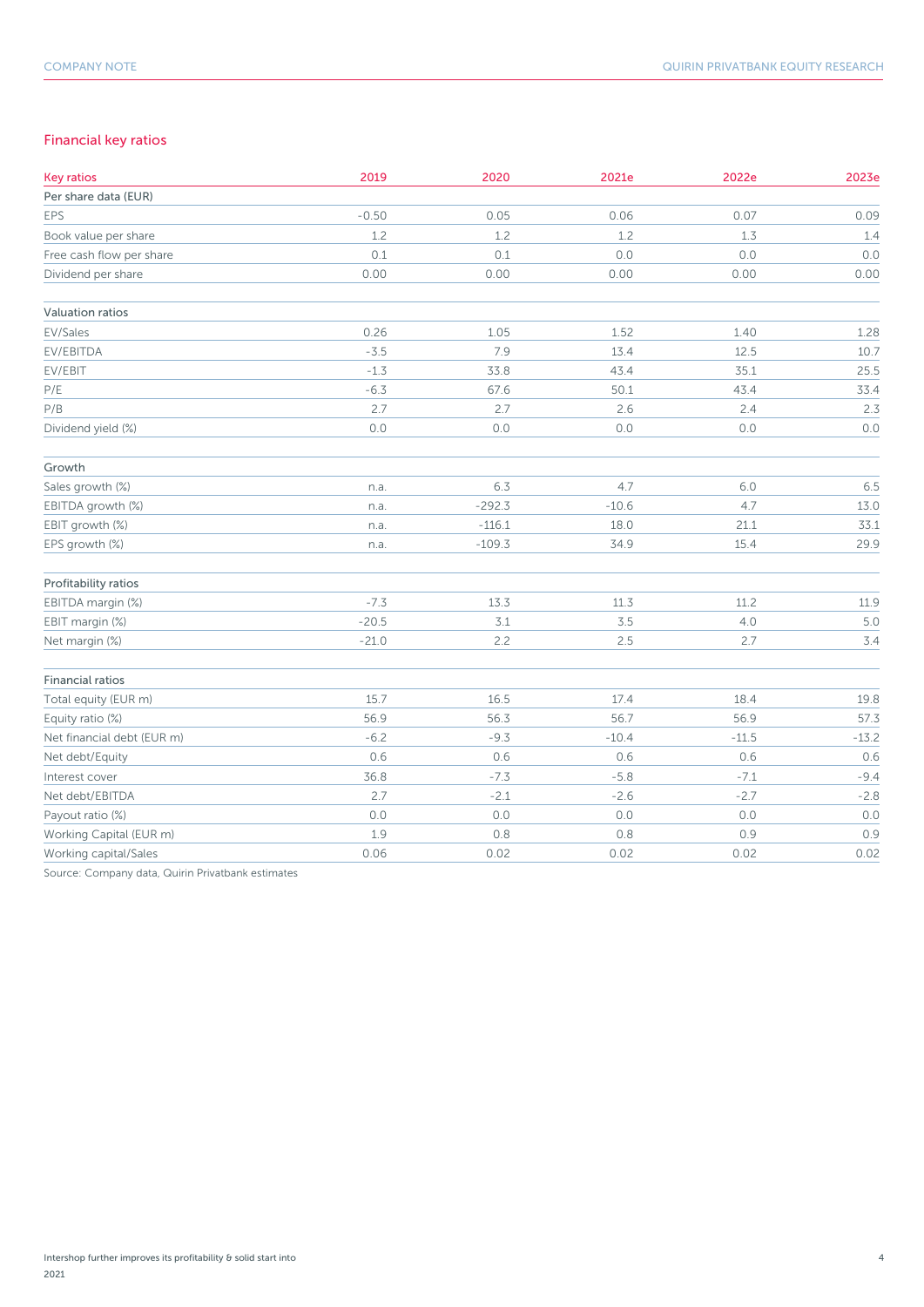## Financial key ratios

| Key ratios | 2019 | 2020 | 2021e | 2022e | 2023e |
|---|---|---|---|---|---|
| **Per share data (EUR)** | | | | | |
| EPS | -0.50 | 0.05 | 0.06 | 0.07 | 0.09 |
| Book value per share | 1.2 | 1.2 | 1.2 | 1.3 | 1.4 |
| Free cash flow per share | 0.1 | 0.1 | 0.0 | 0.0 | 0.0 |
| Dividend per share | 0.00 | 0.00 | 0.00 | 0.00 | 0.00 |
| **Valuation ratios** | | | | | |
| EV/Sales | 0.26 | 1.05 | 1.52 | 1.40 | 1.28 |
| EV/EBITDA | -3.5 | 7.9 | 13.4 | 12.5 | 10.7 |
| EV/EBIT | -1.3 | 33.8 | 43.4 | 35.1 | 25.5 |
| P/E | -6.3 | 67.6 | 50.1 | 43.4 | 33.4 |
| P/B | 2.7 | 2.7 | 2.6 | 2.4 | 2.3 |
| Dividend yield (%) | 0.0 | 0.0 | 0.0 | 0.0 | 0.0 |
| **Growth** | | | | | |
| Sales growth (%) | n.a. | 6.3 | 4.7 | 6.0 | 6.5 |
| EBITDA growth (%) | n.a. | -292.3 | -10.6 | 4.7 | 13.0 |
| EBIT growth (%) | n.a. | -116.1 | 18.0 | 21.1 | 33.1 |
| EPS growth (%) | n.a. | -109.3 | 34.9 | 15.4 | 29.9 |
| **Profitability ratios** | | | | | |
| EBITDA margin (%) | -7.3 | 13.3 | 11.3 | 11.2 | 11.9 |
| EBIT margin (%) | -20.5 | 3.1 | 3.5 | 4.0 | 5.0 |
| Net margin (%) | -21.0 | 2.2 | 2.5 | 2.7 | 3.4 |
| **Financial ratios** | | | | | |
| Total equity (EUR m) | 15.7 | 16.5 | 17.4 | 18.4 | 19.8 |
| Equity ratio (%) | 56.9 | 56.3 | 56.7 | 56.9 | 57.3 |
| Net financial debt (EUR m) | -6.2 | -9.3 | -10.4 | -11.5 | -13.2 |
| Net debt/Equity | 0.6 | 0.6 | 0.6 | 0.6 | 0.6 |
| Interest cover | 36.8 | -7.3 | -5.8 | -7.1 | -9.4 |
| Net debt/EBITDA | 2.7 | -2.1 | -2.6 | -2.7 | -2.8 |
| Payout ratio (%) | 0.0 | 0.0 | 0.0 | 0.0 | 0.0 |
| Working Capital (EUR m) | 1.9 | 0.8 | 0.8 | 0.9 | 0.9 |
| Working capital/Sales | 0.06 | 0.02 | 0.02 | 0.02 | 0.02 |

Source: Company data, Quirin Privatbank estimates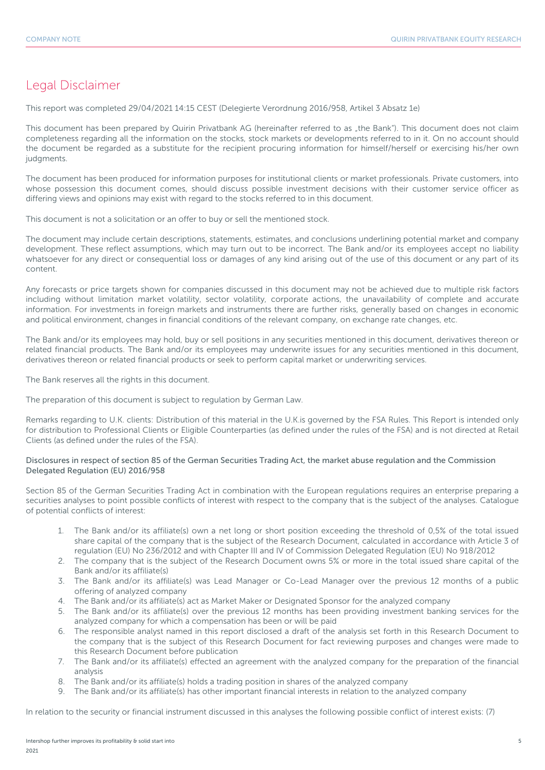# Legal Disclaimer

This report was completed 29/04/2021 14:15 CEST (Delegierte Verordnung 2016/958, Artikel 3 Absatz 1e)

This document has been prepared by Quirin Privatbank AG (hereinafter referred to as „the Bank"). This document does not claim completeness regarding all the information on the stocks, stock markets or developments referred to in it. On no account should the document be regarded as a substitute for the recipient procuring information for himself/herself or exercising his/her own judgments.

The document has been produced for information purposes for institutional clients or market professionals. Private customers, into whose possession this document comes, should discuss possible investment decisions with their customer service officer as differing views and opinions may exist with regard to the stocks referred to in this document.

This document is not a solicitation or an offer to buy or sell the mentioned stock.

The document may include certain descriptions, statements, estimates, and conclusions underlining potential market and company development. These reflect assumptions, which may turn out to be incorrect. The Bank and/or its employees accept no liability whatsoever for any direct or consequential loss or damages of any kind arising out of the use of this document or any part of its content.

Any forecasts or price targets shown for companies discussed in this document may not be achieved due to multiple risk factors including without limitation market volatility, sector volatility, corporate actions, the unavailability of complete and accurate information. For investments in foreign markets and instruments there are further risks, generally based on changes in economic and political environment, changes in financial conditions of the relevant company, on exchange rate changes, etc.

The Bank and/or its employees may hold, buy or sell positions in any securities mentioned in this document, derivatives thereon or related financial products. The Bank and/or its employees may underwrite issues for any securities mentioned in this document, derivatives thereon or related financial products or seek to perform capital market or underwriting services.

The Bank reserves all the rights in this document.

The preparation of this document is subject to regulation by German Law.

Remarks regarding to U.K. clients: Distribution of this material in the U.K.is governed by the FSA Rules. This Report is intended only for distribution to Professional Clients or Eligible Counterparties (as defined under the rules of the FSA) and is not directed at Retail Clients (as defined under the rules of the FSA).

Disclosures in respect of section 85 of the German Securities Trading Act, the market abuse regulation and the Commission Delegated Regulation (EU) 2016/958

Section 85 of the German Securities Trading Act in combination with the European regulations requires an enterprise preparing a securities analyses to point possible conflicts of interest with respect to the company that is the subject of the analyses. Catalogue of potential conflicts of interest:

1. The Bank and/or its affiliate(s) own a net long or short position exceeding the threshold of 0,5% of the total issued share capital of the company that is the subject of the Research Document, calculated in accordance with Article 3 of regulation (EU) No 236/2012 and with Chapter III and IV of Commission Delegated Regulation (EU) No 918/2012
2. The company that is the subject of the Research Document owns 5% or more in the total issued share capital of the Bank and/or its affiliate(s)
3. The Bank and/or its affiliate(s) was Lead Manager or Co-Lead Manager over the previous 12 months of a public offering of analyzed company
4. The Bank and/or its affiliate(s) act as Market Maker or Designated Sponsor for the analyzed company
5. The Bank and/or its affiliate(s) over the previous 12 months has been providing investment banking services for the analyzed company for which a compensation has been or will be paid
6. The responsible analyst named in this report disclosed a draft of the analysis set forth in this Research Document to the company that is the subject of this Research Document for fact reviewing purposes and changes were made to this Research Document before publication
7. The Bank and/or its affiliate(s) effected an agreement with the analyzed company for the preparation of the financial analysis
8. The Bank and/or its affiliate(s) holds a trading position in shares of the analyzed company
9. The Bank and/or its affiliate(s) has other important financial interests in relation to the analyzed company

In relation to the security or financial instrument discussed in this analyses the following possible conflict of interest exists: (7)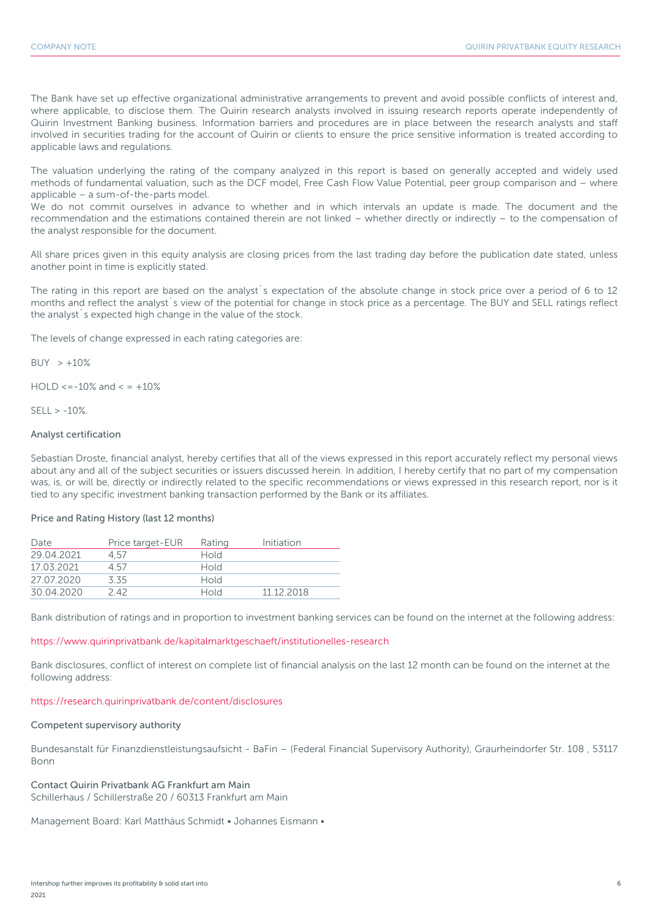The Bank have set up effective organizational administrative arrangements to prevent and avoid possible conflicts of interest and, where applicable, to disclose them. The Quirin research analysts involved in issuing research reports operate independently of Quirin Investment Banking business. Information barriers and procedures are in place between the research analysts and staff involved in securities trading for the account of Quirin or clients to ensure the price sensitive information is treated according to applicable laws and regulations.

The valuation underlying the rating of the company analyzed in this report is based on generally accepted and widely used methods of fundamental valuation, such as the DCF model, Free Cash Flow Value Potential, peer group comparison and – where applicable – a sum-of-the-parts model.
We do not commit ourselves in advance to whether and in which intervals an update is made. The document and the recommendation and the estimations contained therein are not linked – whether directly or indirectly – to the compensation of the analyst responsible for the document.

All share prices given in this equity analysis are closing prices from the last trading day before the publication date stated, unless another point in time is explicitly stated.

The rating in this report are based on the analyst´s expectation of the absolute change in stock price over a period of 6 to 12 months and reflect the analyst´s view of the potential for change in stock price as a percentage. The BUY and SELL ratings reflect the analyst´s expected high change in the value of the stock.

The levels of change expressed in each rating categories are:

BUY > +10%

HOLD <=-10% and < = +10%

SELL > -10%.

### Analyst certification

Sebastian Droste, financial analyst, hereby certifies that all of the views expressed in this report accurately reflect my personal views about any and all of the subject securities or issuers discussed herein. In addition, I hereby certify that no part of my compensation was, is, or will be, directly or indirectly related to the specific recommendations or views expressed in this research report, nor is it tied to any specific investment banking transaction performed by the Bank or its affiliates.

### Price and Rating History (last 12 months)

| Date | Price target-EUR | Rating | Initiation |
|---|---|---|---|
| 29.04.2021 | 4,57 | Hold | |
| 17.03.2021 | 4.57 | Hold | |
| 27.07.2020 | 3.35 | Hold | |
| 30.04.2020 | 2.42 | Hold | 11.12.2018 |

Bank distribution of ratings and in proportion to investment banking services can be found on the internet at the following address:

https://www.quirinprivatbank.de/kapitalmarktgeschaeft/institutionelles-research

Bank disclosures, conflict of interest on complete list of financial analysis on the last 12 month can be found on the internet at the following address:

https://research.quirinprivatbank.de/content/disclosures

### Competent supervisory authority

Bundesanstalt für Finanzdienstleistungsaufsicht - BaFin – (Federal Financial Supervisory Authority), Graurheindorfer Str. 108 , 53117 Bonn

### Contact Quirin Privatbank AG Frankfurt am Main

Schillerhaus / Schillerstraße 20 / 60313 Frankfurt am Main

Management Board: Karl Matthäus Schmidt • Johannes Eismann •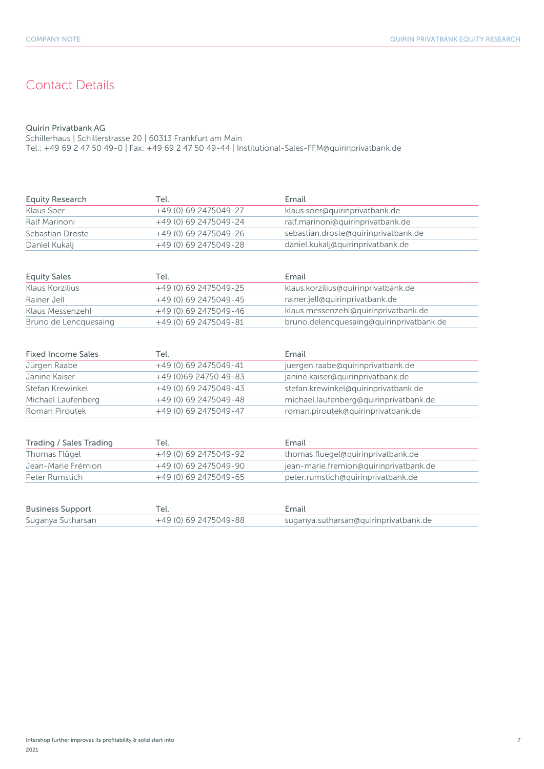## Contact Details

Quirin Privatbank AG
Schillerhaus | Schillerstrasse 20 | 60313 Frankfurt am Main
Tel.: +49 69 2 47 50 49-0 | Fax: +49 69 2 47 50 49-44 | Institutional-Sales-FFM@quirinprivatbank.de

| Equity Research | Tel. | Email |
|---|---|---|
| Klaus Soer | +49 (0) 69 2475049-27 | klaus.soer@quirinprivatbank.de |
| Ralf Marinoni | +49 (0) 69 2475049-24 | ralf.marinoni@quirinprivatbank.de |
| Sebastian Droste | +49 (0) 69 2475049-26 | sebastian.droste@quirinprivatbank.de |
| Daniel Kukalj | +49 (0) 69 2475049-28 | daniel.kukalj@quirinprivatbank.de |

| Equity Sales | Tel. | Email |
|---|---|---|
| Klaus Korzilius | +49 (0) 69 2475049-25 | klaus.korzilius@quirinprivatbank.de |
| Rainer Jell | +49 (0) 69 2475049-45 | rainer.jell@quirinprivatbank.de |
| Klaus Messenzehl | +49 (0) 69 2475049-46 | klaus.messenzehl@quirinprivatbank.de |
| Bruno de Lencquesaing | +49 (0) 69 2475049-81 | bruno.delencquesaing@quirinprivatbank.de |

| Fixed Income Sales | Tel. | Email |
|---|---|---|
| Jürgen Raabe | +49 (0) 69 2475049-41 | juergen.raabe@quirinprivatbank.de |
| Janine Kaiser | +49 (0)69 24750 49-83 | janine.kaiser@quirinprivatbank.de |
| Stefan Krewinkel | +49 (0) 69 2475049-43 | stefan.krewinkel@quirinprivatbank.de |
| Michael Laufenberg | +49 (0) 69 2475049-48 | michael.laufenberg@quirinprivatbank.de |
| Roman Piroutek | +49 (0) 69 2475049-47 | roman.piroutek@quirinprivatbank.de |

| Trading / Sales Trading | Tel. | Email |
|---|---|---|
| Thomas Flügel | +49 (0) 69 2475049-92 | thomas.fluegel@quirinprivatbank.de |
| Jean-Marie Frémion | +49 (0) 69 2475049-90 | jean-marie.fremion@quirinprivatbank.de |
| Peter Rumstich | +49 (0) 69 2475049-65 | peter.rumstich@quirinprivatbank.de |

| Business Support | Tel. | Email |
|---|---|---|
| Suganya Sutharsan | +49 (0) 69 2475049-88 | suganya.sutharsan@quirinprivatbank.de |